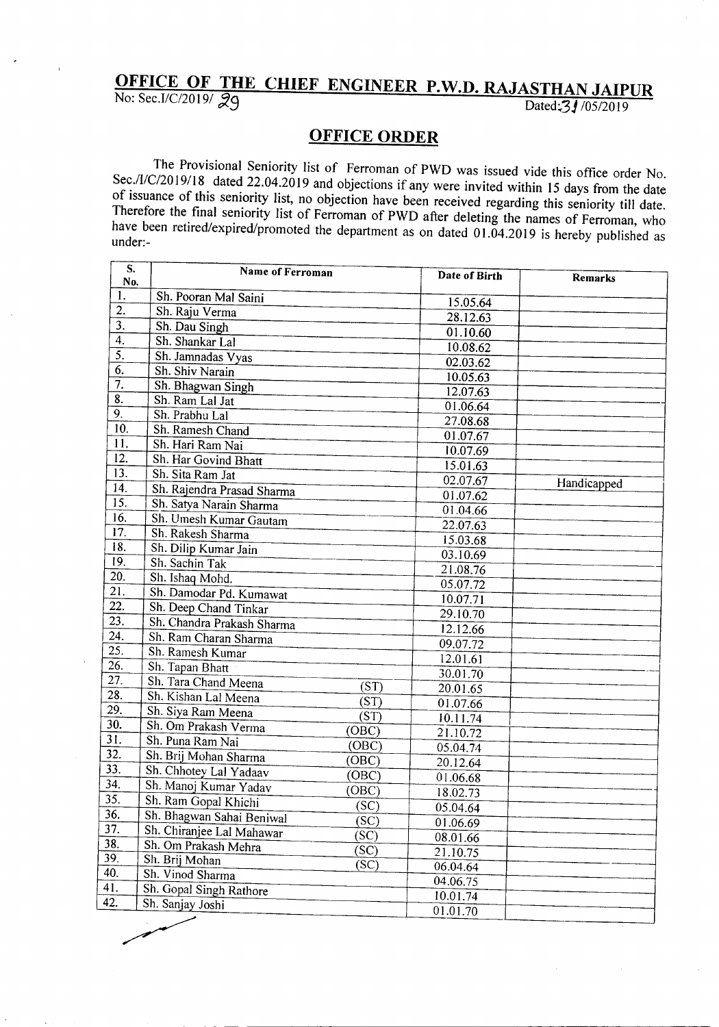# OFFICE OF THE CHIEF ENGINEER P.W.D. RAJASTHAN JAIPUR

No: Sec.I/C/2019/ 29 Dated:31/05/2019

## OFFICE ORDER

The Provisional Seniority list of Ferroman of PWD was issued vide this office order No. Sec./I/C/2019/18 dated 22.04.2019 and objections if any were invited within 15 days from the date of issuance of this seniority list, no objection have been received regarding this seniority till date. Therefore the final seniority list of Ferroman of PWD after deleting the names of Ferroman, who have been retired/expired/promoted the department as on dated 01.04.2019 is hereby published as under:-

| S. No. | Name of Ferroman | Date of Birth | Remarks |
|---|---|---|---|
| 1. | Sh. Pooran Mal Saini | 15.05.64 | |
| 2. | Sh. Raju Verma | 28.12.63 | |
| 3. | Sh. Dau Singh | 01.10.60 | |
| 4. | Sh. Shankar Lal | 10.08.62 | |
| 5. | Sh. Jamnadas Vyas | 02.03.62 | |
| 6. | Sh. Shiv Narain | 10.05.63 | |
| 7. | Sh. Bhagwan Singh | 12.07.63 | |
| 8. | Sh. Ram Lal Jat | 01.06.64 | |
| 9. | Sh. Prabhu Lal | 27.08.68 | |
| 10. | Sh. Ramesh Chand | 01.07.67 | |
| 11. | Sh. Hari Ram Nai | 10.07.69 | |
| 12. | Sh. Har Govind Bhatt | 15.01.63 | |
| 13. | Sh. Sita Ram Jat | 02.07.67 | Handicapped |
| 14. | Sh. Rajendra Prasad Sharma | 01.07.62 | |
| 15. | Sh. Satya Narain Sharma | 01.04.66 | |
| 16. | Sh. Umesh Kumar Gautam | 22.07.63 | |
| 17. | Sh. Rakesh Sharma | 15.03.68 | |
| 18. | Sh. Dilip Kumar Jain | 03.10.69 | |
| 19. | Sh. Sachin Tak | 21.08.76 | |
| 20. | Sh. Ishaq Mohd. | 05.07.72 | |
| 21. | Sh. Damodar Pd. Kumawat | 10.07.71 | |
| 22. | Sh. Deep Chand Tinkar | 29.10.70 | |
| 23. | Sh. Chandra Prakash Sharma | 12.12.66 | |
| 24. | Sh. Ram Charan Sharma | 09.07.72 | |
| 25. | Sh. Ramesh Kumar | 12.01.61 | |
| 26. | Sh. Tapan Bhatt | 30.01.70 | |
| 27. | Sh. Tara Chand Meena (ST) | 20.01.65 | |
| 28. | Sh. Kishan Lal Meena (ST) | 01.07.66 | |
| 29. | Sh. Siya Ram Meena (ST) | 10.11.74 | |
| 30. | Sh. Om Prakash Verma (OBC) | 21.10.72 | |
| 31. | Sh. Puna Ram Nai (OBC) | 05.04.74 | |
| 32. | Sh. Brij Mohan Sharma (OBC) | 20.12.64 | |
| 33. | Sh. Chhotey Lal Yadaav (OBC) | 01.06.68 | |
| 34. | Sh. Manoj Kumar Yadav (OBC) | 18.02.73 | |
| 35. | Sh. Ram Gopal Khichi (SC) | 05.04.64 | |
| 36. | Sh. Bhagwan Sahai Beniwal (SC) | 01.06.69 | |
| 37. | Sh. Chiranjee Lal Mahawar (SC) | 08.01.66 | |
| 38. | Sh. Om Prakash Mehra (SC) | 21.10.75 | |
| 39. | Sh. Brij Mohan (SC) | 06.04.64 | |
| 40. | Sh. Vinod Sharma | 04.06.75 | |
| 41. | Sh. Gopal Singh Rathore | 10.01.74 | |
| 42. | Sh. Sanjay Joshi | 01.01.70 | |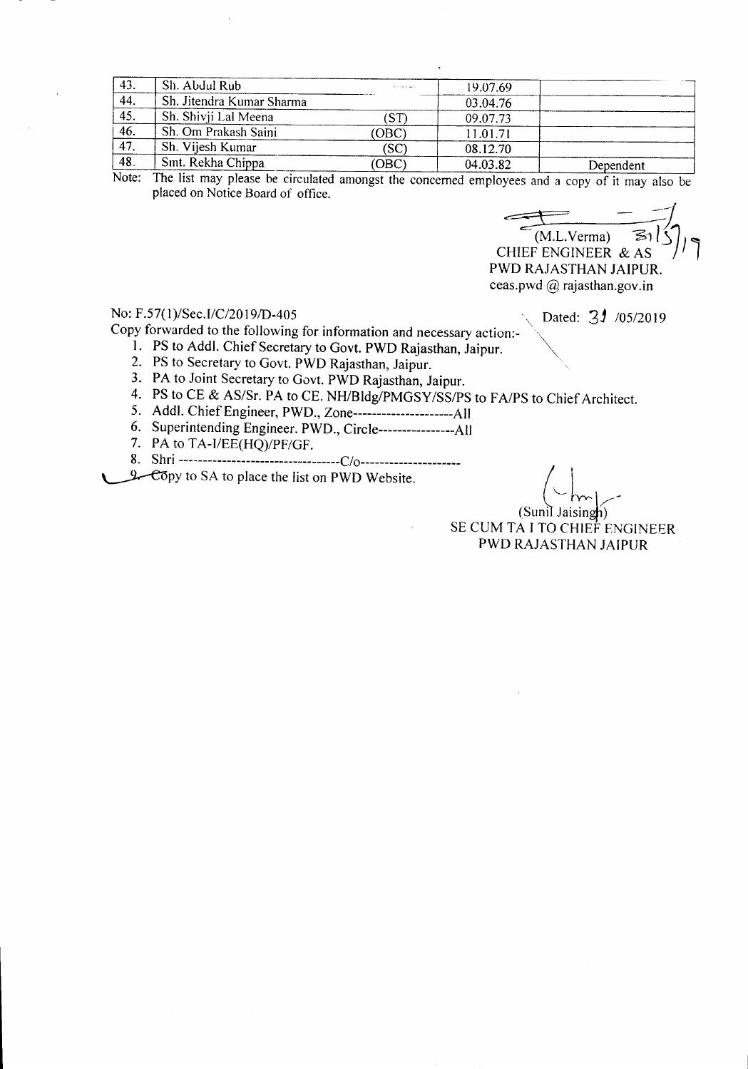| | | | | |
|---|---|---|---|---|
| 43. | Sh. Abdul Rub | | 19.07.69 | |
| 44. | Sh. Jitendra Kumar Sharma | | 03.04.76 | |
| 45. | Sh. Shivji Lal Meena | (ST) | 09.07.73 | |
| 46. | Sh. Om Prakash Saini | (OBC) | 11.01.71 | |
| 47. | Sh. Vijesh Kumar | (SC) | 08.12.70 | |
| 48. | Smt. Rekha Chippa | (OBC) | 04.03.82 | Dependent |

Note: The list may please be circulated amongst the concerned employees and a copy of it may also be placed on Notice Board of office.

31/5/19

(M.L.Verma)
CHIEF ENGINEER & AS
PWD RAJASTHAN JAIPUR.
ceas.pwd @ rajasthan.gov.in

No: F.57(1)/Sec.I/C/2019/D-405 Dated: 31 /05/2019

Copy forwarded to the following for information and necessary action:-

1. PS to Addl. Chief Secretary to Govt. PWD Rajasthan, Jaipur.
2. PS to Secretary to Govt. PWD Rajasthan, Jaipur.
3. PA to Joint Secretary to Govt. PWD Rajasthan, Jaipur.
4. PS to CE & AS/Sr. PA to CE. NH/Bldg/PMGSY/SS/PS to FA/PS to Chief Architect.
5. Addl. Chief Engineer, PWD., Zone---------------------All
6. Superintending Engineer. PWD., Circle----------------All
7. PA to TA-I/EE(HQ)/PF/GF.
8. Shri -----------------------------------C/o---------------------
9. Copy to SA to place the list on PWD Website.

(Sunil Jaisingh)
SE CUM TA I TO CHIEF ENGINEER
PWD RAJASTHAN JAIPUR